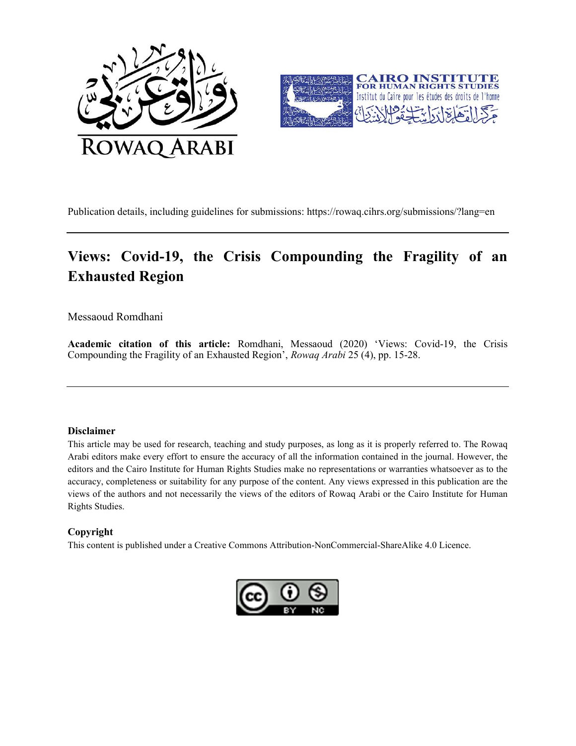Publication details, including guidelines for submissions: https://rowaq.cihrs.org/submissions/?lang=en

---

# Views: Covid-19, the Crisis Compounding the Fragility of an Exhausted Region

Messaoud Romdhani

**Academic citation of this article:** Romdhani, Messaoud (2020) 'Views: Covid-19, the Crisis Compounding the Fragility of an Exhausted Region', *Rowaq Arabi* 25 (4), pp. 15-28.

---

**Disclaimer**

This article may be used for research, teaching and study purposes, as long as it is properly referred to. The Rowaq Arabi editors make every effort to ensure the accuracy of all the information contained in the journal. However, the editors and the Cairo Institute for Human Rights Studies make no representations or warranties whatsoever as to the accuracy, completeness or suitability for any purpose of the content. Any views expressed in this publication are the views of the authors and not necessarily the views of the editors of Rowaq Arabi or the Cairo Institute for Human Rights Studies.

**Copyright**

This content is published under a Creative Commons Attribution-NonCommercial-ShareAlike 4.0 Licence.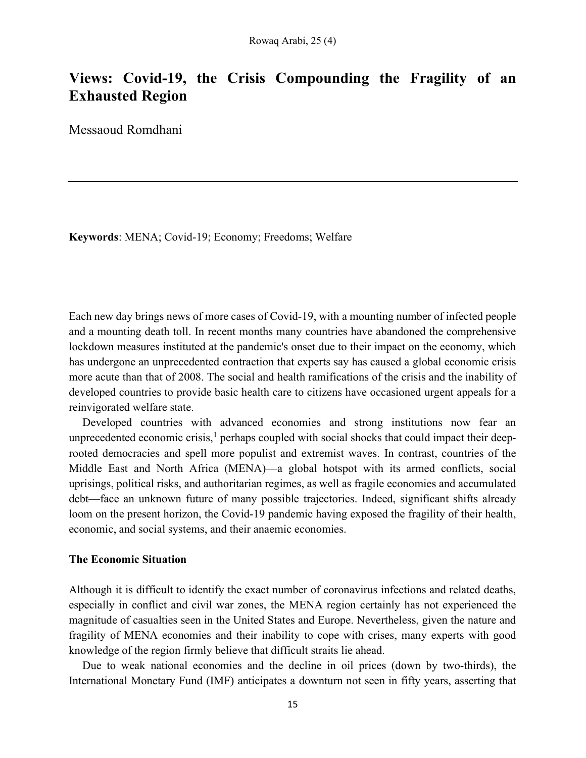# Views: Covid-19, the Crisis Compounding the Fragility of an Exhausted Region

Messaoud Romdhani

---

**Keywords**: MENA; Covid-19; Economy; Freedoms; Welfare

Each new day brings news of more cases of Covid-19, with a mounting number of infected people and a mounting death toll. In recent months many countries have abandoned the comprehensive lockdown measures instituted at the pandemic's onset due to their impact on the economy, which has undergone an unprecedented contraction that experts say has caused a global economic crisis more acute than that of 2008. The social and health ramifications of the crisis and the inability of developed countries to provide basic health care to citizens have occasioned urgent appeals for a reinvigorated welfare state.

Developed countries with advanced economies and strong institutions now fear an unprecedented economic crisis,[1] perhaps coupled with social shocks that could impact their deep-rooted democracies and spell more populist and extremist waves. In contrast, countries of the Middle East and North Africa (MENA)—a global hotspot with its armed conflicts, social uprisings, political risks, and authoritarian regimes, as well as fragile economies and accumulated debt—face an unknown future of many possible trajectories. Indeed, significant shifts already loom on the present horizon, the Covid-19 pandemic having exposed the fragility of their health, economic, and social systems, and their anaemic economies.

## The Economic Situation

Although it is difficult to identify the exact number of coronavirus infections and related deaths, especially in conflict and civil war zones, the MENA region certainly has not experienced the magnitude of casualties seen in the United States and Europe. Nevertheless, given the nature and fragility of MENA economies and their inability to cope with crises, many experts with good knowledge of the region firmly believe that difficult straits lie ahead.

Due to weak national economies and the decline in oil prices (down by two-thirds), the International Monetary Fund (IMF) anticipates a downturn not seen in fifty years, asserting that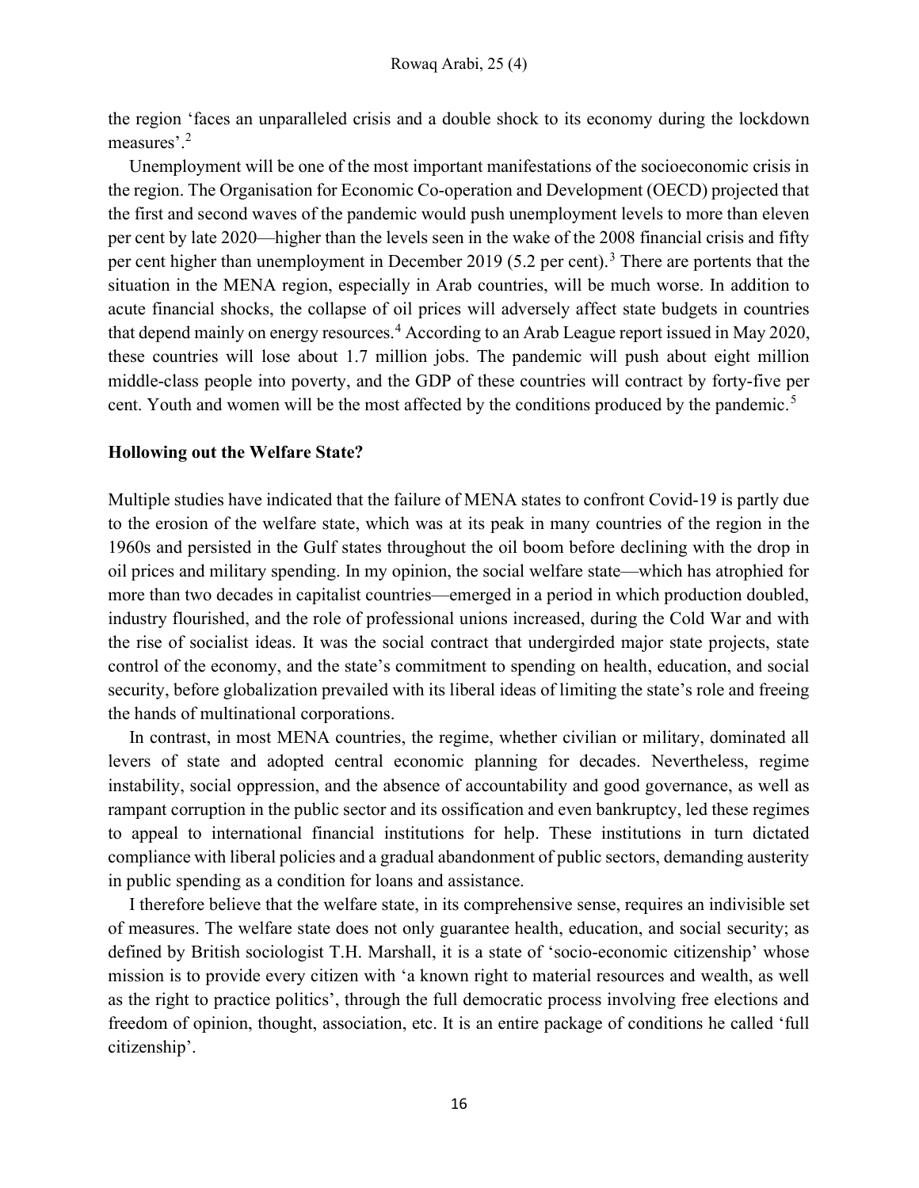the region 'faces an unparalleled crisis and a double shock to its economy during the lockdown measures'.[2]

Unemployment will be one of the most important manifestations of the socioeconomic crisis in the region. The Organisation for Economic Co-operation and Development (OECD) projected that the first and second waves of the pandemic would push unemployment levels to more than eleven per cent by late 2020—higher than the levels seen in the wake of the 2008 financial crisis and fifty per cent higher than unemployment in December 2019 (5.2 per cent).[3] There are portents that the situation in the MENA region, especially in Arab countries, will be much worse. In addition to acute financial shocks, the collapse of oil prices will adversely affect state budgets in countries that depend mainly on energy resources.[4] According to an Arab League report issued in May 2020, these countries will lose about 1.7 million jobs. The pandemic will push about eight million middle-class people into poverty, and the GDP of these countries will contract by forty-five per cent. Youth and women will be the most affected by the conditions produced by the pandemic.[5]

## Hollowing out the Welfare State?

Multiple studies have indicated that the failure of MENA states to confront Covid-19 is partly due to the erosion of the welfare state, which was at its peak in many countries of the region in the 1960s and persisted in the Gulf states throughout the oil boom before declining with the drop in oil prices and military spending. In my opinion, the social welfare state—which has atrophied for more than two decades in capitalist countries—emerged in a period in which production doubled, industry flourished, and the role of professional unions increased, during the Cold War and with the rise of socialist ideas. It was the social contract that undergirded major state projects, state control of the economy, and the state's commitment to spending on health, education, and social security, before globalization prevailed with its liberal ideas of limiting the state's role and freeing the hands of multinational corporations.

In contrast, in most MENA countries, the regime, whether civilian or military, dominated all levers of state and adopted central economic planning for decades. Nevertheless, regime instability, social oppression, and the absence of accountability and good governance, as well as rampant corruption in the public sector and its ossification and even bankruptcy, led these regimes to appeal to international financial institutions for help. These institutions in turn dictated compliance with liberal policies and a gradual abandonment of public sectors, demanding austerity in public spending as a condition for loans and assistance.

I therefore believe that the welfare state, in its comprehensive sense, requires an indivisible set of measures. The welfare state does not only guarantee health, education, and social security; as defined by British sociologist T.H. Marshall, it is a state of 'socio-economic citizenship' whose mission is to provide every citizen with 'a known right to material resources and wealth, as well as the right to practice politics', through the full democratic process involving free elections and freedom of opinion, thought, association, etc. It is an entire package of conditions he called 'full citizenship'.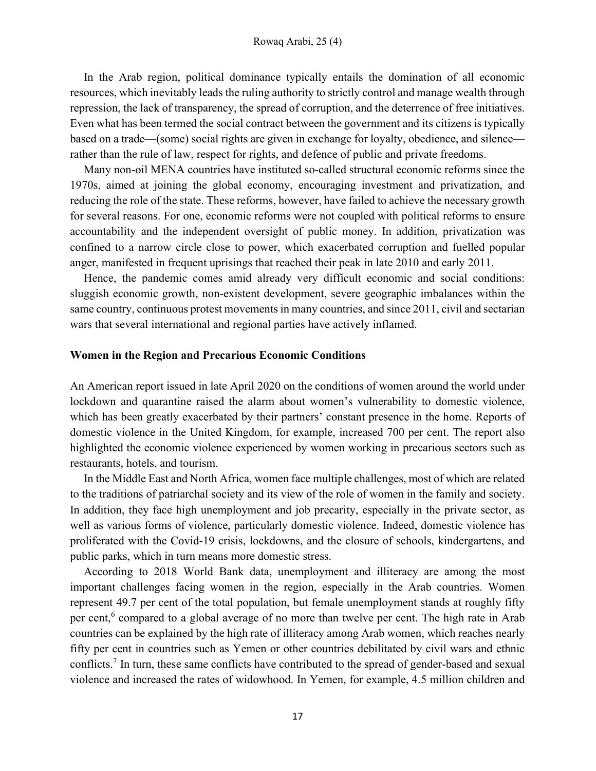In the Arab region, political dominance typically entails the domination of all economic resources, which inevitably leads the ruling authority to strictly control and manage wealth through repression, the lack of transparency, the spread of corruption, and the deterrence of free initiatives. Even what has been termed the social contract between the government and its citizens is typically based on a trade—(some) social rights are given in exchange for loyalty, obedience, and silence—rather than the rule of law, respect for rights, and defence of public and private freedoms.

Many non-oil MENA countries have instituted so-called structural economic reforms since the 1970s, aimed at joining the global economy, encouraging investment and privatization, and reducing the role of the state. These reforms, however, have failed to achieve the necessary growth for several reasons. For one, economic reforms were not coupled with political reforms to ensure accountability and the independent oversight of public money. In addition, privatization was confined to a narrow circle close to power, which exacerbated corruption and fuelled popular anger, manifested in frequent uprisings that reached their peak in late 2010 and early 2011.

Hence, the pandemic comes amid already very difficult economic and social conditions: sluggish economic growth, non-existent development, severe geographic imbalances within the same country, continuous protest movements in many countries, and since 2011, civil and sectarian wars that several international and regional parties have actively inflamed.

## Women in the Region and Precarious Economic Conditions

An American report issued in late April 2020 on the conditions of women around the world under lockdown and quarantine raised the alarm about women's vulnerability to domestic violence, which has been greatly exacerbated by their partners' constant presence in the home. Reports of domestic violence in the United Kingdom, for example, increased 700 per cent. The report also highlighted the economic violence experienced by women working in precarious sectors such as restaurants, hotels, and tourism.

In the Middle East and North Africa, women face multiple challenges, most of which are related to the traditions of patriarchal society and its view of the role of women in the family and society. In addition, they face high unemployment and job precarity, especially in the private sector, as well as various forms of violence, particularly domestic violence. Indeed, domestic violence has proliferated with the Covid-19 crisis, lockdowns, and the closure of schools, kindergartens, and public parks, which in turn means more domestic stress.

According to 2018 World Bank data, unemployment and illiteracy are among the most important challenges facing women in the region, especially in the Arab countries. Women represent 49.7 per cent of the total population, but female unemployment stands at roughly fifty per cent,[6] compared to a global average of no more than twelve per cent. The high rate in Arab countries can be explained by the high rate of illiteracy among Arab women, which reaches nearly fifty per cent in countries such as Yemen or other countries debilitated by civil wars and ethnic conflicts.[7] In turn, these same conflicts have contributed to the spread of gender-based and sexual violence and increased the rates of widowhood. In Yemen, for example, 4.5 million children and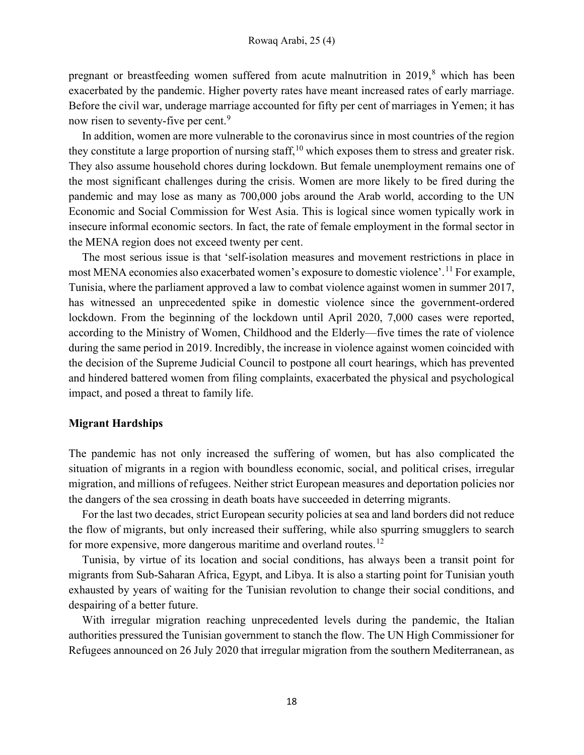pregnant or breastfeeding women suffered from acute malnutrition in 2019,[8] which has been exacerbated by the pandemic. Higher poverty rates have meant increased rates of early marriage. Before the civil war, underage marriage accounted for fifty per cent of marriages in Yemen; it has now risen to seventy-five per cent.[9]

In addition, women are more vulnerable to the coronavirus since in most countries of the region they constitute a large proportion of nursing staff,[10] which exposes them to stress and greater risk. They also assume household chores during lockdown. But female unemployment remains one of the most significant challenges during the crisis. Women are more likely to be fired during the pandemic and may lose as many as 700,000 jobs around the Arab world, according to the UN Economic and Social Commission for West Asia. This is logical since women typically work in insecure informal economic sectors. In fact, the rate of female employment in the formal sector in the MENA region does not exceed twenty per cent.

The most serious issue is that 'self-isolation measures and movement restrictions in place in most MENA economies also exacerbated women's exposure to domestic violence'.[11] For example, Tunisia, where the parliament approved a law to combat violence against women in summer 2017, has witnessed an unprecedented spike in domestic violence since the government-ordered lockdown. From the beginning of the lockdown until April 2020, 7,000 cases were reported, according to the Ministry of Women, Childhood and the Elderly—five times the rate of violence during the same period in 2019. Incredibly, the increase in violence against women coincided with the decision of the Supreme Judicial Council to postpone all court hearings, which has prevented and hindered battered women from filing complaints, exacerbated the physical and psychological impact, and posed a threat to family life.

## Migrant Hardships

The pandemic has not only increased the suffering of women, but has also complicated the situation of migrants in a region with boundless economic, social, and political crises, irregular migration, and millions of refugees. Neither strict European measures and deportation policies nor the dangers of the sea crossing in death boats have succeeded in deterring migrants.

For the last two decades, strict European security policies at sea and land borders did not reduce the flow of migrants, but only increased their suffering, while also spurring smugglers to search for more expensive, more dangerous maritime and overland routes.[12]

Tunisia, by virtue of its location and social conditions, has always been a transit point for migrants from Sub-Saharan Africa, Egypt, and Libya. It is also a starting point for Tunisian youth exhausted by years of waiting for the Tunisian revolution to change their social conditions, and despairing of a better future.

With irregular migration reaching unprecedented levels during the pandemic, the Italian authorities pressured the Tunisian government to stanch the flow. The UN High Commissioner for Refugees announced on 26 July 2020 that irregular migration from the southern Mediterranean, as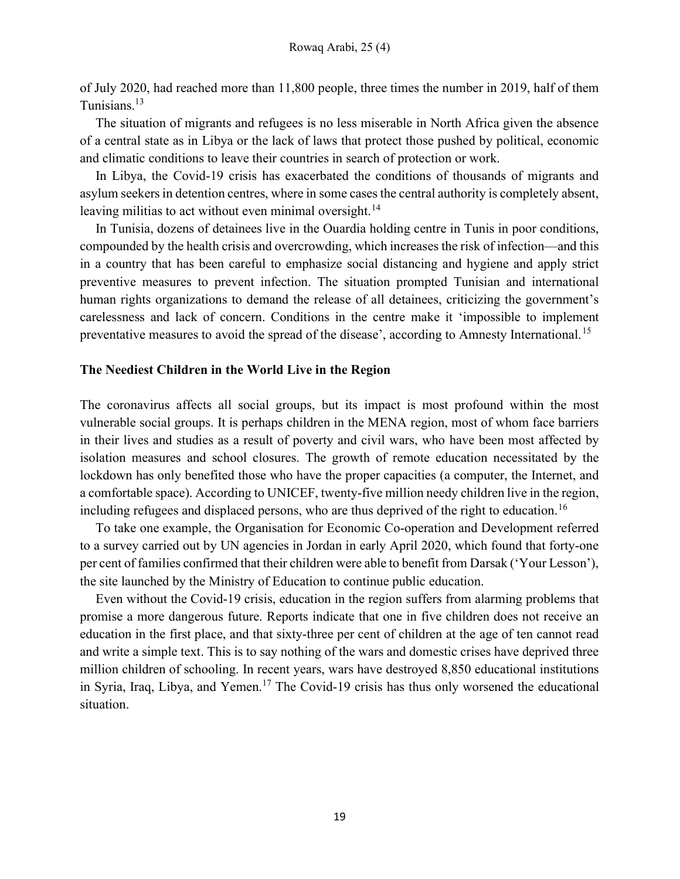of July 2020, had reached more than 11,800 people, three times the number in 2019, half of them Tunisians.[13]

The situation of migrants and refugees is no less miserable in North Africa given the absence of a central state as in Libya or the lack of laws that protect those pushed by political, economic and climatic conditions to leave their countries in search of protection or work.

In Libya, the Covid-19 crisis has exacerbated the conditions of thousands of migrants and asylum seekers in detention centres, where in some cases the central authority is completely absent, leaving militias to act without even minimal oversight.[14]

In Tunisia, dozens of detainees live in the Ouardia holding centre in Tunis in poor conditions, compounded by the health crisis and overcrowding, which increases the risk of infection—and this in a country that has been careful to emphasize social distancing and hygiene and apply strict preventive measures to prevent infection. The situation prompted Tunisian and international human rights organizations to demand the release of all detainees, criticizing the government's carelessness and lack of concern. Conditions in the centre make it 'impossible to implement preventative measures to avoid the spread of the disease', according to Amnesty International.[15]

## The Neediest Children in the World Live in the Region

The coronavirus affects all social groups, but its impact is most profound within the most vulnerable social groups. It is perhaps children in the MENA region, most of whom face barriers in their lives and studies as a result of poverty and civil wars, who have been most affected by isolation measures and school closures. The growth of remote education necessitated by the lockdown has only benefited those who have the proper capacities (a computer, the Internet, and a comfortable space). According to UNICEF, twenty-five million needy children live in the region, including refugees and displaced persons, who are thus deprived of the right to education.[16]

To take one example, the Organisation for Economic Co-operation and Development referred to a survey carried out by UN agencies in Jordan in early April 2020, which found that forty-one per cent of families confirmed that their children were able to benefit from Darsak ('Your Lesson'), the site launched by the Ministry of Education to continue public education.

Even without the Covid-19 crisis, education in the region suffers from alarming problems that promise a more dangerous future. Reports indicate that one in five children does not receive an education in the first place, and that sixty-three per cent of children at the age of ten cannot read and write a simple text. This is to say nothing of the wars and domestic crises have deprived three million children of schooling. In recent years, wars have destroyed 8,850 educational institutions in Syria, Iraq, Libya, and Yemen.[17] The Covid-19 crisis has thus only worsened the educational situation.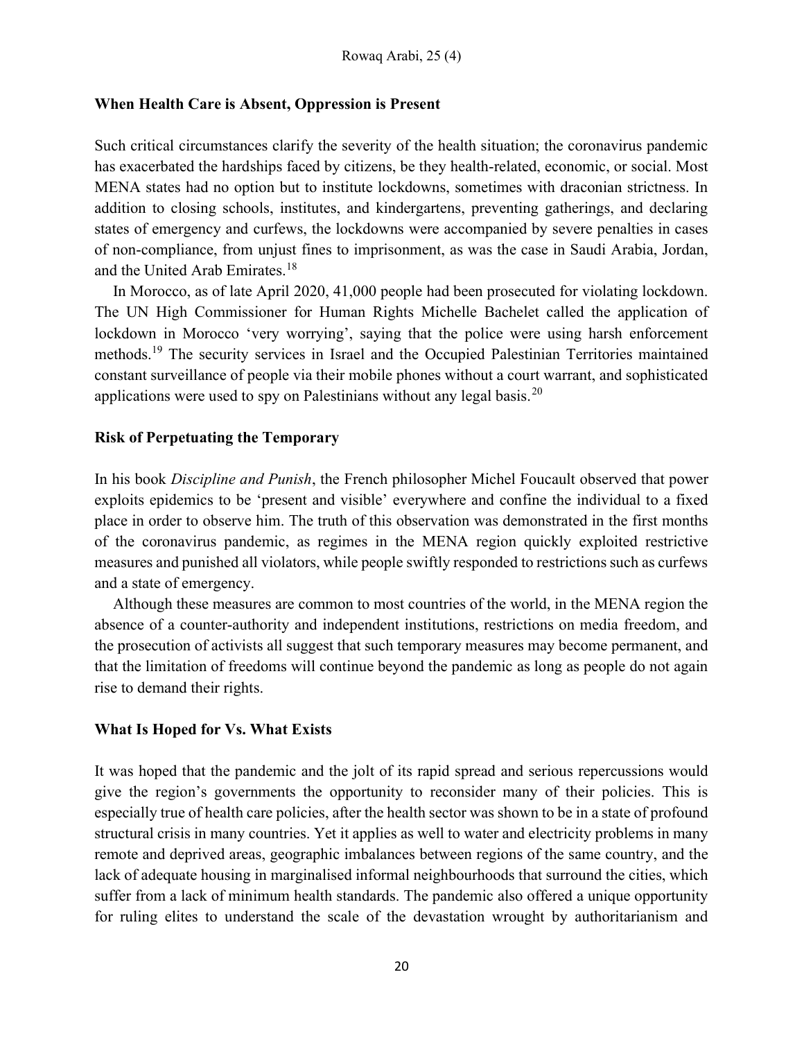**When Health Care is Absent, Oppression is Present**

Such critical circumstances clarify the severity of the health situation; the coronavirus pandemic has exacerbated the hardships faced by citizens, be they health-related, economic, or social. Most MENA states had no option but to institute lockdowns, sometimes with draconian strictness. In addition to closing schools, institutes, and kindergartens, preventing gatherings, and declaring states of emergency and curfews, the lockdowns were accompanied by severe penalties in cases of non-compliance, from unjust fines to imprisonment, as was the case in Saudi Arabia, Jordan, and the United Arab Emirates.[18]

In Morocco, as of late April 2020, 41,000 people had been prosecuted for violating lockdown. The UN High Commissioner for Human Rights Michelle Bachelet called the application of lockdown in Morocco 'very worrying', saying that the police were using harsh enforcement methods.[19] The security services in Israel and the Occupied Palestinian Territories maintained constant surveillance of people via their mobile phones without a court warrant, and sophisticated applications were used to spy on Palestinians without any legal basis.[20]

**Risk of Perpetuating the Temporary**

In his book *Discipline and Punish*, the French philosopher Michel Foucault observed that power exploits epidemics to be 'present and visible' everywhere and confine the individual to a fixed place in order to observe him. The truth of this observation was demonstrated in the first months of the coronavirus pandemic, as regimes in the MENA region quickly exploited restrictive measures and punished all violators, while people swiftly responded to restrictions such as curfews and a state of emergency.

Although these measures are common to most countries of the world, in the MENA region the absence of a counter-authority and independent institutions, restrictions on media freedom, and the prosecution of activists all suggest that such temporary measures may become permanent, and that the limitation of freedoms will continue beyond the pandemic as long as people do not again rise to demand their rights.

**What Is Hoped for Vs. What Exists**

It was hoped that the pandemic and the jolt of its rapid spread and serious repercussions would give the region's governments the opportunity to reconsider many of their policies. This is especially true of health care policies, after the health sector was shown to be in a state of profound structural crisis in many countries. Yet it applies as well to water and electricity problems in many remote and deprived areas, geographic imbalances between regions of the same country, and the lack of adequate housing in marginalised informal neighbourhoods that surround the cities, which suffer from a lack of minimum health standards. The pandemic also offered a unique opportunity for ruling elites to understand the scale of the devastation wrought by authoritarianism and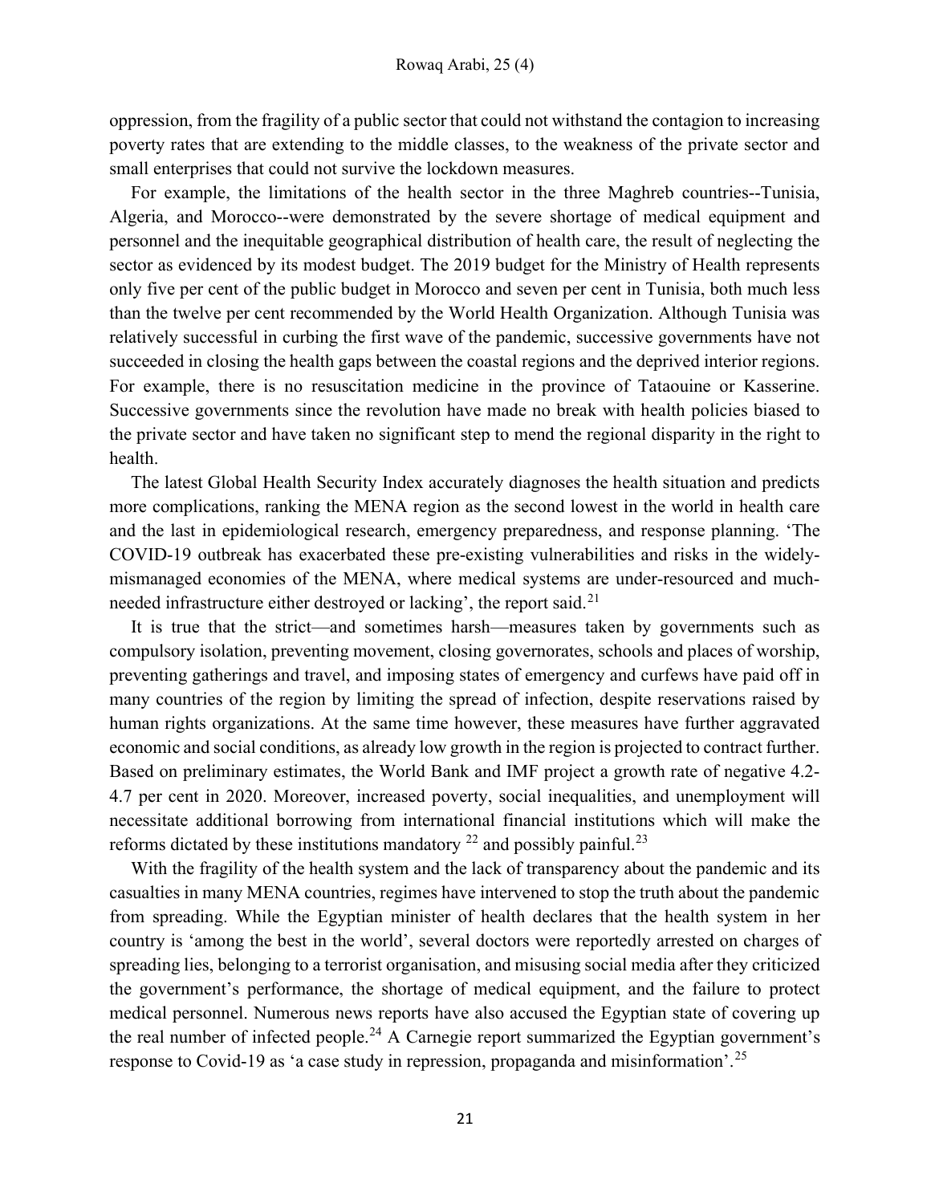oppression, from the fragility of a public sector that could not withstand the contagion to increasing poverty rates that are extending to the middle classes, to the weakness of the private sector and small enterprises that could not survive the lockdown measures.

For example, the limitations of the health sector in the three Maghreb countries--Tunisia, Algeria, and Morocco--were demonstrated by the severe shortage of medical equipment and personnel and the inequitable geographical distribution of health care, the result of neglecting the sector as evidenced by its modest budget. The 2019 budget for the Ministry of Health represents only five per cent of the public budget in Morocco and seven per cent in Tunisia, both much less than the twelve per cent recommended by the World Health Organization. Although Tunisia was relatively successful in curbing the first wave of the pandemic, successive governments have not succeeded in closing the health gaps between the coastal regions and the deprived interior regions. For example, there is no resuscitation medicine in the province of Tataouine or Kasserine. Successive governments since the revolution have made no break with health policies biased to the private sector and have taken no significant step to mend the regional disparity in the right to health.

The latest Global Health Security Index accurately diagnoses the health situation and predicts more complications, ranking the MENA region as the second lowest in the world in health care and the last in epidemiological research, emergency preparedness, and response planning. 'The COVID-19 outbreak has exacerbated these pre-existing vulnerabilities and risks in the widely-mismanaged economies of the MENA, where medical systems are under-resourced and much-needed infrastructure either destroyed or lacking', the report said.[21]

It is true that the strict—and sometimes harsh—measures taken by governments such as compulsory isolation, preventing movement, closing governorates, schools and places of worship, preventing gatherings and travel, and imposing states of emergency and curfews have paid off in many countries of the region by limiting the spread of infection, despite reservations raised by human rights organizations. At the same time however, these measures have further aggravated economic and social conditions, as already low growth in the region is projected to contract further. Based on preliminary estimates, the World Bank and IMF project a growth rate of negative 4.2-4.7 per cent in 2020. Moreover, increased poverty, social inequalities, and unemployment will necessitate additional borrowing from international financial institutions which will make the reforms dictated by these institutions mandatory [22] and possibly painful.[23]

With the fragility of the health system and the lack of transparency about the pandemic and its casualties in many MENA countries, regimes have intervened to stop the truth about the pandemic from spreading. While the Egyptian minister of health declares that the health system in her country is 'among the best in the world', several doctors were reportedly arrested on charges of spreading lies, belonging to a terrorist organisation, and misusing social media after they criticized the government's performance, the shortage of medical equipment, and the failure to protect medical personnel. Numerous news reports have also accused the Egyptian state of covering up the real number of infected people.[24] A Carnegie report summarized the Egyptian government's response to Covid-19 as 'a case study in repression, propaganda and misinformation'.[25]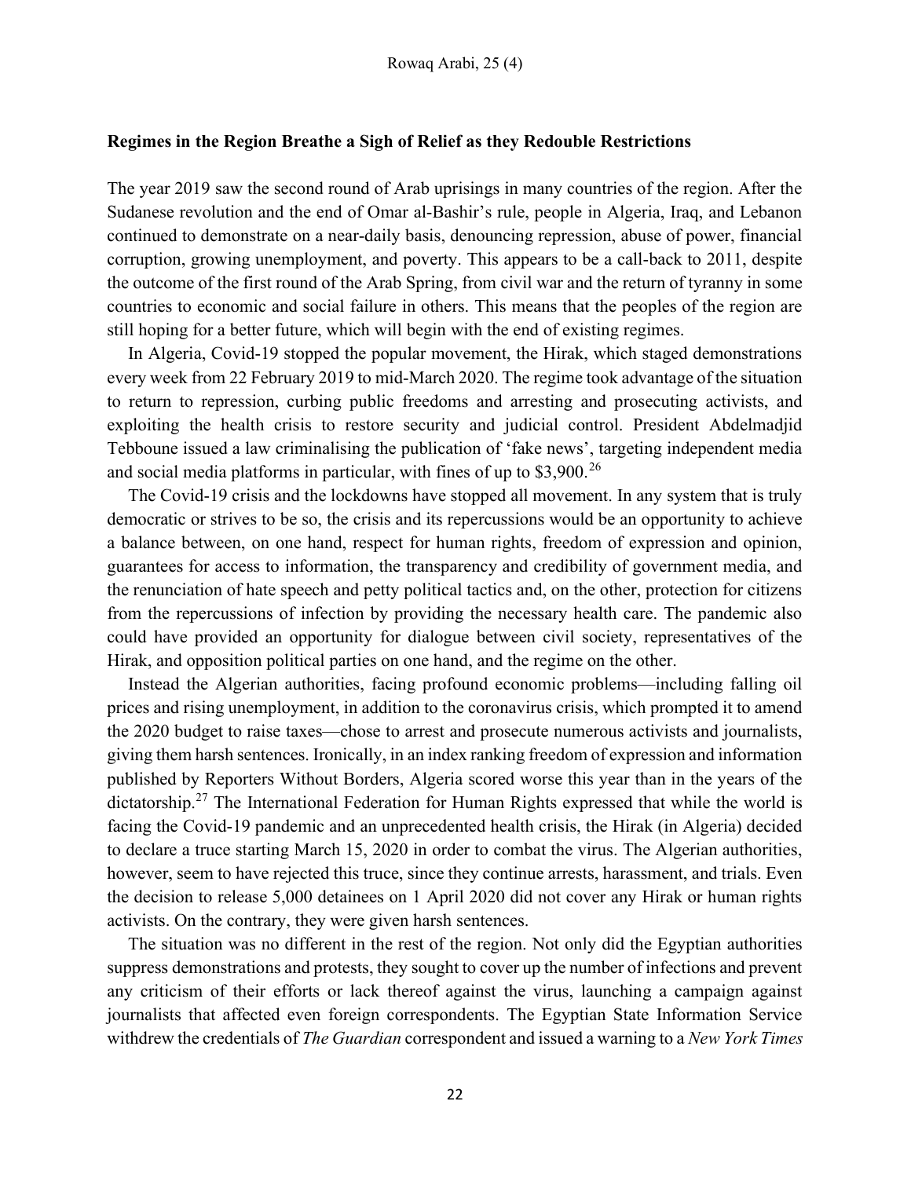**Regimes in the Region Breathe a Sigh of Relief as they Redouble Restrictions**

The year 2019 saw the second round of Arab uprisings in many countries of the region. After the Sudanese revolution and the end of Omar al-Bashir's rule, people in Algeria, Iraq, and Lebanon continued to demonstrate on a near-daily basis, denouncing repression, abuse of power, financial corruption, growing unemployment, and poverty. This appears to be a call-back to 2011, despite the outcome of the first round of the Arab Spring, from civil war and the return of tyranny in some countries to economic and social failure in others. This means that the peoples of the region are still hoping for a better future, which will begin with the end of existing regimes.

In Algeria, Covid-19 stopped the popular movement, the Hirak, which staged demonstrations every week from 22 February 2019 to mid-March 2020. The regime took advantage of the situation to return to repression, curbing public freedoms and arresting and prosecuting activists, and exploiting the health crisis to restore security and judicial control. President Abdelmadjid Tebboune issued a law criminalising the publication of 'fake news', targeting independent media and social media platforms in particular, with fines of up to \$3,900.[26]

The Covid-19 crisis and the lockdowns have stopped all movement. In any system that is truly democratic or strives to be so, the crisis and its repercussions would be an opportunity to achieve a balance between, on one hand, respect for human rights, freedom of expression and opinion, guarantees for access to information, the transparency and credibility of government media, and the renunciation of hate speech and petty political tactics and, on the other, protection for citizens from the repercussions of infection by providing the necessary health care. The pandemic also could have provided an opportunity for dialogue between civil society, representatives of the Hirak, and opposition political parties on one hand, and the regime on the other.

Instead the Algerian authorities, facing profound economic problems—including falling oil prices and rising unemployment, in addition to the coronavirus crisis, which prompted it to amend the 2020 budget to raise taxes—chose to arrest and prosecute numerous activists and journalists, giving them harsh sentences. Ironically, in an index ranking freedom of expression and information published by Reporters Without Borders, Algeria scored worse this year than in the years of the dictatorship.[27] The International Federation for Human Rights expressed that while the world is facing the Covid-19 pandemic and an unprecedented health crisis, the Hirak (in Algeria) decided to declare a truce starting March 15, 2020 in order to combat the virus. The Algerian authorities, however, seem to have rejected this truce, since they continue arrests, harassment, and trials. Even the decision to release 5,000 detainees on 1 April 2020 did not cover any Hirak or human rights activists. On the contrary, they were given harsh sentences.

The situation was no different in the rest of the region. Not only did the Egyptian authorities suppress demonstrations and protests, they sought to cover up the number of infections and prevent any criticism of their efforts or lack thereof against the virus, launching a campaign against journalists that affected even foreign correspondents. The Egyptian State Information Service withdrew the credentials of *The Guardian* correspondent and issued a warning to a *New York Times*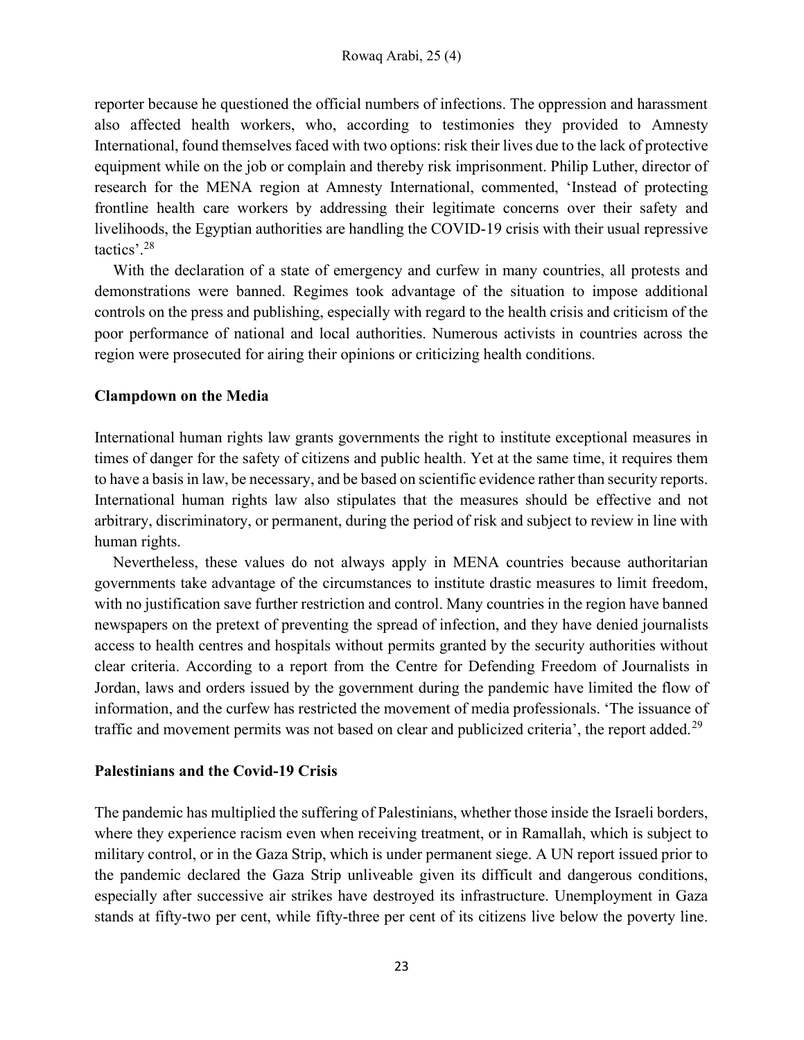reporter because he questioned the official numbers of infections. The oppression and harassment also affected health workers, who, according to testimonies they provided to Amnesty International, found themselves faced with two options: risk their lives due to the lack of protective equipment while on the job or complain and thereby risk imprisonment. Philip Luther, director of research for the MENA region at Amnesty International, commented, 'Instead of protecting frontline health care workers by addressing their legitimate concerns over their safety and livelihoods, the Egyptian authorities are handling the COVID-19 crisis with their usual repressive tactics'.[28]

With the declaration of a state of emergency and curfew in many countries, all protests and demonstrations were banned. Regimes took advantage of the situation to impose additional controls on the press and publishing, especially with regard to the health crisis and criticism of the poor performance of national and local authorities. Numerous activists in countries across the region were prosecuted for airing their opinions or criticizing health conditions.

**Clampdown on the Media**

International human rights law grants governments the right to institute exceptional measures in times of danger for the safety of citizens and public health. Yet at the same time, it requires them to have a basis in law, be necessary, and be based on scientific evidence rather than security reports. International human rights law also stipulates that the measures should be effective and not arbitrary, discriminatory, or permanent, during the period of risk and subject to review in line with human rights.

Nevertheless, these values do not always apply in MENA countries because authoritarian governments take advantage of the circumstances to institute drastic measures to limit freedom, with no justification save further restriction and control. Many countries in the region have banned newspapers on the pretext of preventing the spread of infection, and they have denied journalists access to health centres and hospitals without permits granted by the security authorities without clear criteria. According to a report from the Centre for Defending Freedom of Journalists in Jordan, laws and orders issued by the government during the pandemic have limited the flow of information, and the curfew has restricted the movement of media professionals. 'The issuance of traffic and movement permits was not based on clear and publicized criteria', the report added.[29]

**Palestinians and the Covid-19 Crisis**

The pandemic has multiplied the suffering of Palestinians, whether those inside the Israeli borders, where they experience racism even when receiving treatment, or in Ramallah, which is subject to military control, or in the Gaza Strip, which is under permanent siege. A UN report issued prior to the pandemic declared the Gaza Strip unliveable given its difficult and dangerous conditions, especially after successive air strikes have destroyed its infrastructure. Unemployment in Gaza stands at fifty-two per cent, while fifty-three per cent of its citizens live below the poverty line.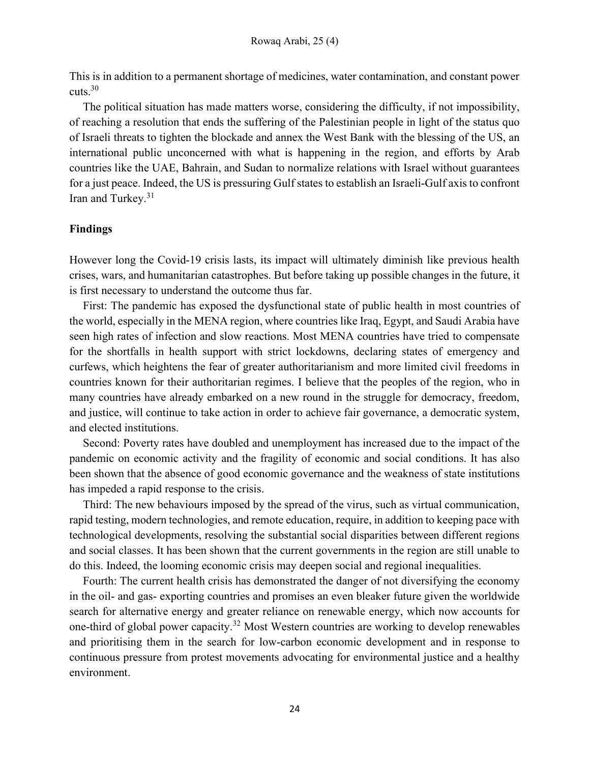This is in addition to a permanent shortage of medicines, water contamination, and constant power cuts.[30]

The political situation has made matters worse, considering the difficulty, if not impossibility, of reaching a resolution that ends the suffering of the Palestinian people in light of the status quo of Israeli threats to tighten the blockade and annex the West Bank with the blessing of the US, an international public unconcerned with what is happening in the region, and efforts by Arab countries like the UAE, Bahrain, and Sudan to normalize relations with Israel without guarantees for a just peace. Indeed, the US is pressuring Gulf states to establish an Israeli-Gulf axis to confront Iran and Turkey.[31]

**Findings**

However long the Covid-19 crisis lasts, its impact will ultimately diminish like previous health crises, wars, and humanitarian catastrophes. But before taking up possible changes in the future, it is first necessary to understand the outcome thus far.

First: The pandemic has exposed the dysfunctional state of public health in most countries of the world, especially in the MENA region, where countries like Iraq, Egypt, and Saudi Arabia have seen high rates of infection and slow reactions. Most MENA countries have tried to compensate for the shortfalls in health support with strict lockdowns, declaring states of emergency and curfews, which heightens the fear of greater authoritarianism and more limited civil freedoms in countries known for their authoritarian regimes. I believe that the peoples of the region, who in many countries have already embarked on a new round in the struggle for democracy, freedom, and justice, will continue to take action in order to achieve fair governance, a democratic system, and elected institutions.

Second: Poverty rates have doubled and unemployment has increased due to the impact of the pandemic on economic activity and the fragility of economic and social conditions. It has also been shown that the absence of good economic governance and the weakness of state institutions has impeded a rapid response to the crisis.

Third: The new behaviours imposed by the spread of the virus, such as virtual communication, rapid testing, modern technologies, and remote education, require, in addition to keeping pace with technological developments, resolving the substantial social disparities between different regions and social classes. It has been shown that the current governments in the region are still unable to do this. Indeed, the looming economic crisis may deepen social and regional inequalities.

Fourth: The current health crisis has demonstrated the danger of not diversifying the economy in the oil- and gas- exporting countries and promises an even bleaker future given the worldwide search for alternative energy and greater reliance on renewable energy, which now accounts for one-third of global power capacity.[32] Most Western countries are working to develop renewables and prioritising them in the search for low-carbon economic development and in response to continuous pressure from protest movements advocating for environmental justice and a healthy environment.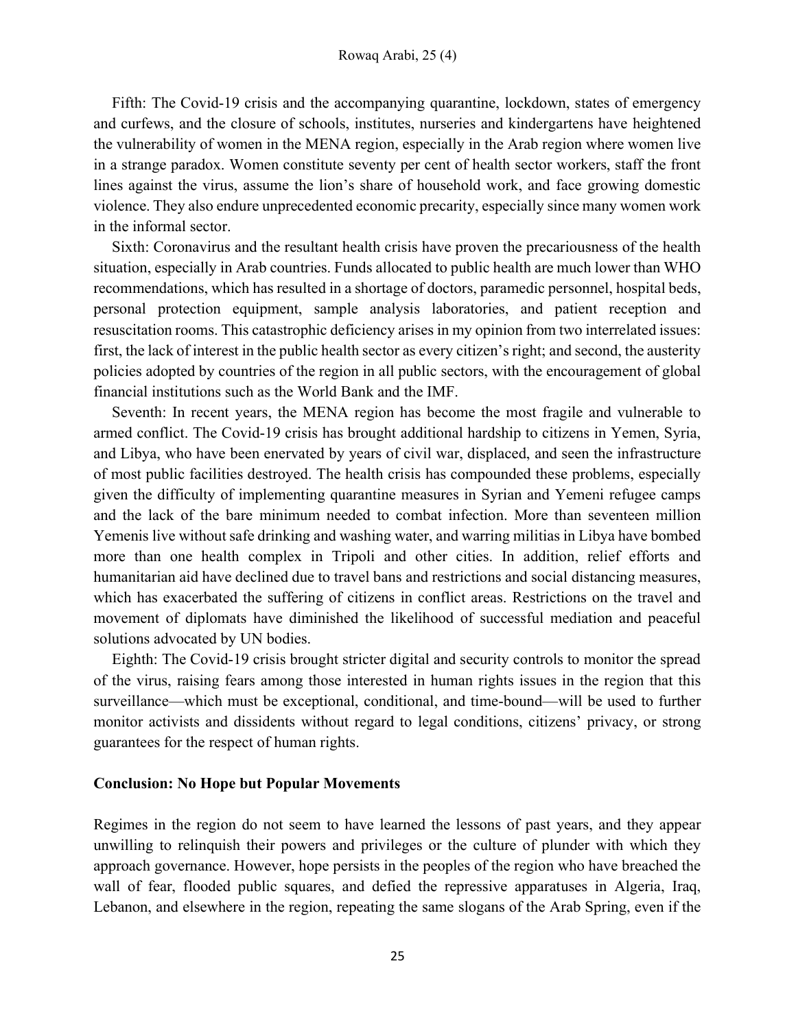Fifth: The Covid-19 crisis and the accompanying quarantine, lockdown, states of emergency and curfews, and the closure of schools, institutes, nurseries and kindergartens have heightened the vulnerability of women in the MENA region, especially in the Arab region where women live in a strange paradox. Women constitute seventy per cent of health sector workers, staff the front lines against the virus, assume the lion's share of household work, and face growing domestic violence. They also endure unprecedented economic precarity, especially since many women work in the informal sector.

Sixth: Coronavirus and the resultant health crisis have proven the precariousness of the health situation, especially in Arab countries. Funds allocated to public health are much lower than WHO recommendations, which has resulted in a shortage of doctors, paramedic personnel, hospital beds, personal protection equipment, sample analysis laboratories, and patient reception and resuscitation rooms. This catastrophic deficiency arises in my opinion from two interrelated issues: first, the lack of interest in the public health sector as every citizen's right; and second, the austerity policies adopted by countries of the region in all public sectors, with the encouragement of global financial institutions such as the World Bank and the IMF.

Seventh: In recent years, the MENA region has become the most fragile and vulnerable to armed conflict. The Covid-19 crisis has brought additional hardship to citizens in Yemen, Syria, and Libya, who have been enervated by years of civil war, displaced, and seen the infrastructure of most public facilities destroyed. The health crisis has compounded these problems, especially given the difficulty of implementing quarantine measures in Syrian and Yemeni refugee camps and the lack of the bare minimum needed to combat infection. More than seventeen million Yemenis live without safe drinking and washing water, and warring militias in Libya have bombed more than one health complex in Tripoli and other cities. In addition, relief efforts and humanitarian aid have declined due to travel bans and restrictions and social distancing measures, which has exacerbated the suffering of citizens in conflict areas. Restrictions on the travel and movement of diplomats have diminished the likelihood of successful mediation and peaceful solutions advocated by UN bodies.

Eighth: The Covid-19 crisis brought stricter digital and security controls to monitor the spread of the virus, raising fears among those interested in human rights issues in the region that this surveillance—which must be exceptional, conditional, and time-bound—will be used to further monitor activists and dissidents without regard to legal conditions, citizens' privacy, or strong guarantees for the respect of human rights.

**Conclusion: No Hope but Popular Movements**

Regimes in the region do not seem to have learned the lessons of past years, and they appear unwilling to relinquish their powers and privileges or the culture of plunder with which they approach governance. However, hope persists in the peoples of the region who have breached the wall of fear, flooded public squares, and defied the repressive apparatuses in Algeria, Iraq, Lebanon, and elsewhere in the region, repeating the same slogans of the Arab Spring, even if the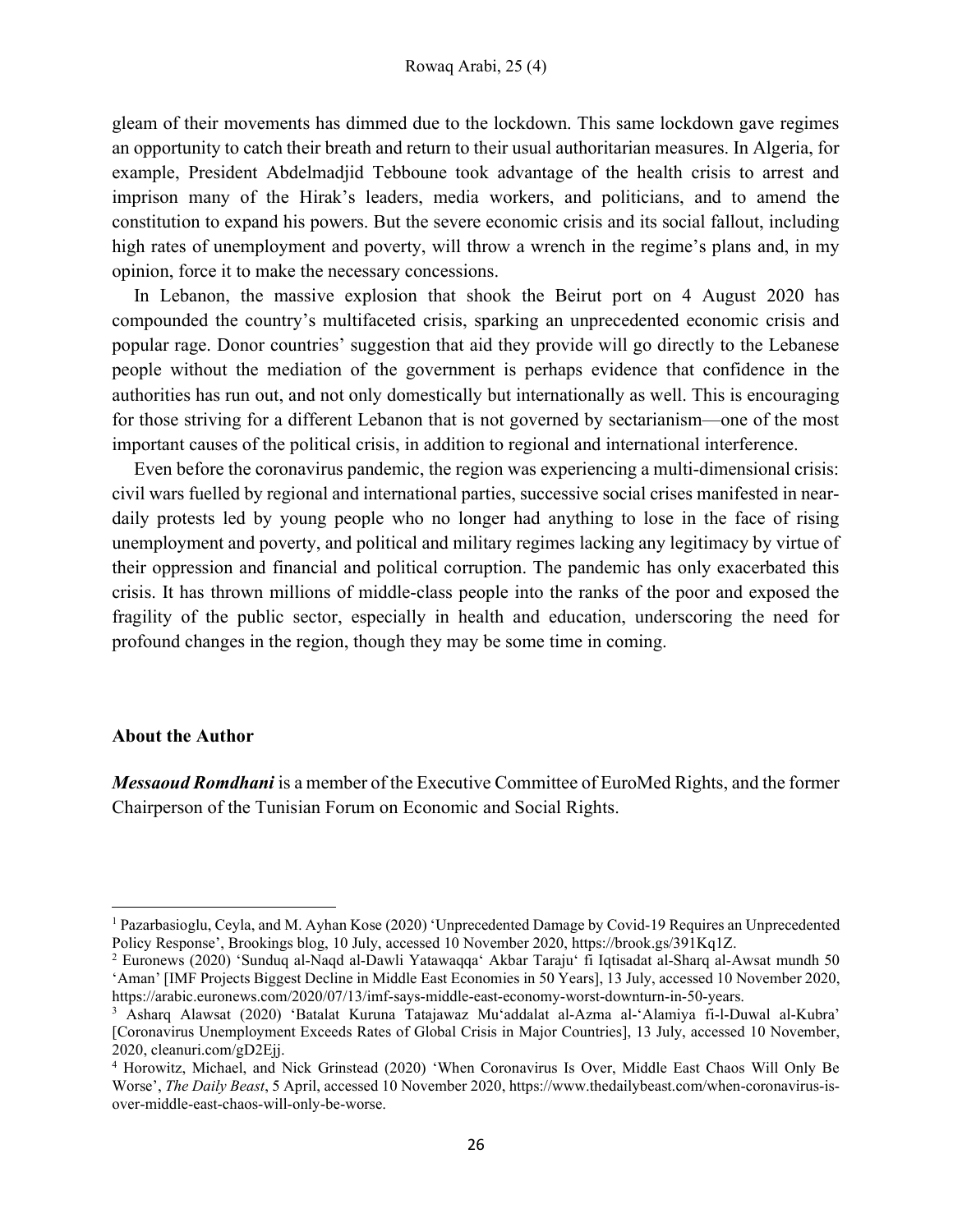gleam of their movements has dimmed due to the lockdown. This same lockdown gave regimes an opportunity to catch their breath and return to their usual authoritarian measures. In Algeria, for example, President Abdelmadjid Tebboune took advantage of the health crisis to arrest and imprison many of the Hirak's leaders, media workers, and politicians, and to amend the constitution to expand his powers. But the severe economic crisis and its social fallout, including high rates of unemployment and poverty, will throw a wrench in the regime's plans and, in my opinion, force it to make the necessary concessions.

In Lebanon, the massive explosion that shook the Beirut port on 4 August 2020 has compounded the country's multifaceted crisis, sparking an unprecedented economic crisis and popular rage. Donor countries' suggestion that aid they provide will go directly to the Lebanese people without the mediation of the government is perhaps evidence that confidence in the authorities has run out, and not only domestically but internationally as well. This is encouraging for those striving for a different Lebanon that is not governed by sectarianism—one of the most important causes of the political crisis, in addition to regional and international interference.

Even before the coronavirus pandemic, the region was experiencing a multi-dimensional crisis: civil wars fuelled by regional and international parties, successive social crises manifested in near-daily protests led by young people who no longer had anything to lose in the face of rising unemployment and poverty, and political and military regimes lacking any legitimacy by virtue of their oppression and financial and political corruption. The pandemic has only exacerbated this crisis. It has thrown millions of middle-class people into the ranks of the poor and exposed the fragility of the public sector, especially in health and education, underscoring the need for profound changes in the region, though they may be some time in coming.

### About the Author

***Messaoud Romdhani*** is a member of the Executive Committee of EuroMed Rights, and the former Chairperson of the Tunisian Forum on Economic and Social Rights.

---

[1] Pazarbasioglu, Ceyla, and M. Ayhan Kose (2020) 'Unprecedented Damage by Covid-19 Requires an Unprecedented Policy Response', Brookings blog, 10 July, accessed 10 November 2020, https://brook.gs/391Kq1Z.

[2] Euronews (2020) 'Sunduq al-Naqd al-Dawli Yatawaqqa' Akbar Taraju' fi Iqtisadat al-Sharq al-Awsat mundh 50 'Aman' [IMF Projects Biggest Decline in Middle East Economies in 50 Years], 13 July, accessed 10 November 2020, https://arabic.euronews.com/2020/07/13/imf-says-middle-east-economy-worst-downturn-in-50-years.

[3] Asharq Alawsat (2020) 'Batalat Kuruna Tatajawaz Mu'addalat al-Azma al-'Alamiya fi-l-Duwal al-Kubra' [Coronavirus Unemployment Exceeds Rates of Global Crisis in Major Countries], 13 July, accessed 10 November, 2020, cleanuri.com/gD2Ejj.

[4] Horowitz, Michael, and Nick Grinstead (2020) 'When Coronavirus Is Over, Middle East Chaos Will Only Be Worse', *The Daily Beast*, 5 April, accessed 10 November 2020, https://www.thedailybeast.com/when-coronavirus-is-over-middle-east-chaos-will-only-be-worse.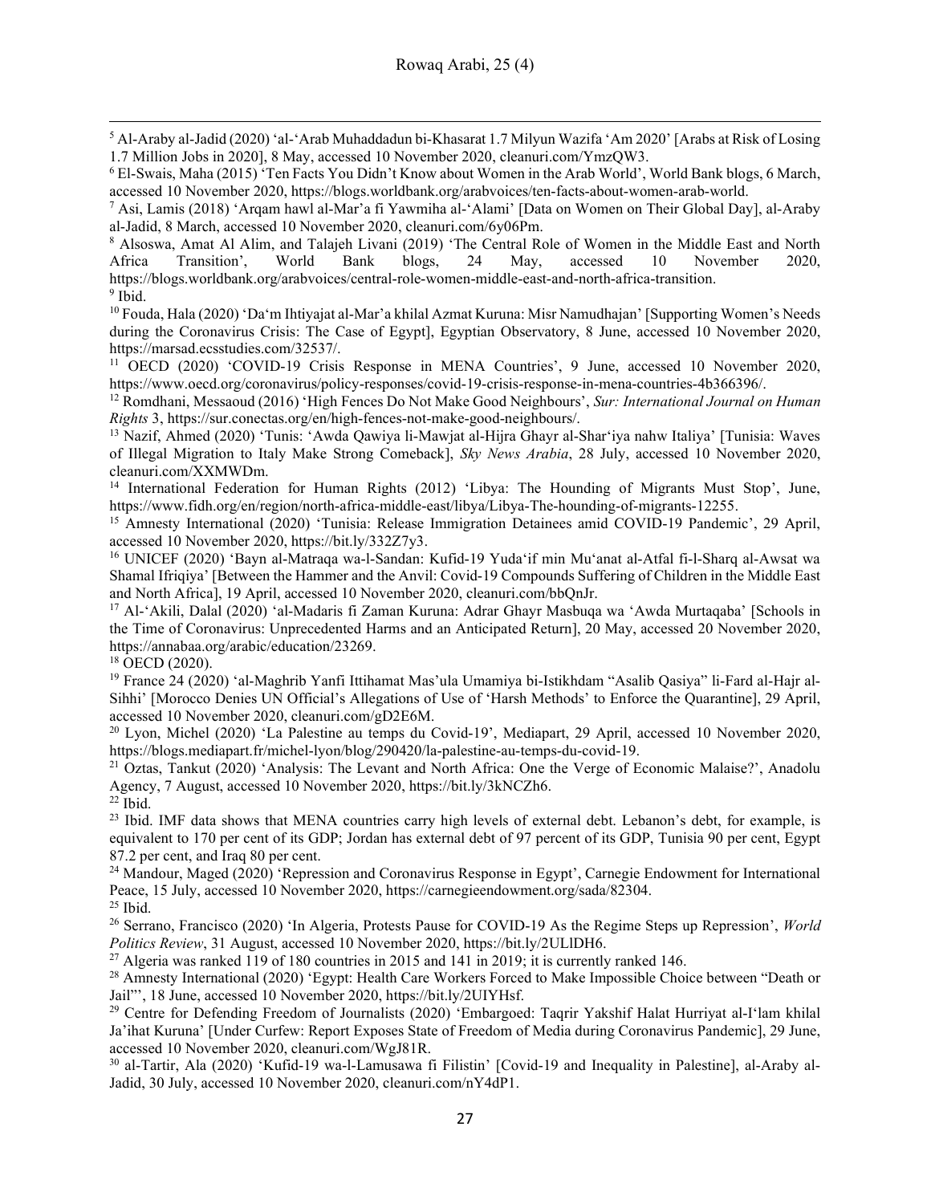[5] Al-Araby al-Jadid (2020) 'al-'Arab Muhaddadun bi-Khasarat 1.7 Milyun Wazifa 'Am 2020' [Arabs at Risk of Losing 1.7 Million Jobs in 2020], 8 May, accessed 10 November 2020, cleanuri.com/YmzQW3.

[6] El-Swais, Maha (2015) 'Ten Facts You Didn't Know about Women in the Arab World', World Bank blogs, 6 March, accessed 10 November 2020, https://blogs.worldbank.org/arabvoices/ten-facts-about-women-arab-world.

[7] Asi, Lamis (2018) 'Arqam hawl al-Mar'a fi Yawmiha al-'Alami' [Data on Women on Their Global Day], al-Araby al-Jadid, 8 March, accessed 10 November 2020, cleanuri.com/6y06Pm.

[8] Alsoswa, Amat Al Alim, and Talajeh Livani (2019) 'The Central Role of Women in the Middle East and North Africa Transition', World Bank blogs, 24 May, accessed 10 November 2020, https://blogs.worldbank.org/arabvoices/central-role-women-middle-east-and-north-africa-transition.

[9] Ibid.

[10] Fouda, Hala (2020) 'Da'm Ihtiyajat al-Mar'a khilal Azmat Kuruna: Misr Namudhajan' [Supporting Women's Needs during the Coronavirus Crisis: The Case of Egypt], Egyptian Observatory, 8 June, accessed 10 November 2020, https://marsad.ecsstudies.com/32537/.

[11] OECD (2020) 'COVID-19 Crisis Response in MENA Countries', 9 June, accessed 10 November 2020, https://www.oecd.org/coronavirus/policy-responses/covid-19-crisis-response-in-mena-countries-4b366396/.

[12] Romdhani, Messaoud (2016) 'High Fences Do Not Make Good Neighbours', *Sur: International Journal on Human Rights* 3, https://sur.conectas.org/en/high-fences-not-make-good-neighbours/.

[13] Nazif, Ahmed (2020) 'Tunis: 'Awda Qawiya li-Mawjat al-Hijra Ghayr al-Shar'iya nahw Italiya' [Tunisia: Waves of Illegal Migration to Italy Make Strong Comeback], *Sky News Arabia*, 28 July, accessed 10 November 2020, cleanuri.com/XXMWDm.

[14] International Federation for Human Rights (2012) 'Libya: The Hounding of Migrants Must Stop', June, https://www.fidh.org/en/region/north-africa-middle-east/libya/Libya-The-hounding-of-migrants-12255.

[15] Amnesty International (2020) 'Tunisia: Release Immigration Detainees amid COVID-19 Pandemic', 29 April, accessed 10 November 2020, https://bit.ly/332Z7y3.

[16] UNICEF (2020) 'Bayn al-Matraqa wa-l-Sandan: Kufid-19 Yuda'if min Mu'anat al-Atfal fi-l-Sharq al-Awsat wa Shamal Ifriqiya' [Between the Hammer and the Anvil: Covid-19 Compounds Suffering of Children in the Middle East and North Africa], 19 April, accessed 10 November 2020, cleanuri.com/bbQnJr.

[17] Al-'Akili, Dalal (2020) 'al-Madaris fi Zaman Kuruna: Adrar Ghayr Masbuqa wa 'Awda Murtaqaba' [Schools in the Time of Coronavirus: Unprecedented Harms and an Anticipated Return], 20 May, accessed 20 November 2020, https://annabaa.org/arabic/education/23269.

[18] OECD (2020).

[19] France 24 (2020) 'al-Maghrib Yanfi Ittihamat Mas'ula Umamiya bi-Istikhdam "Asalib Qasiya" li-Fard al-Hajr al-Sihhi' [Morocco Denies UN Official's Allegations of Use of 'Harsh Methods' to Enforce the Quarantine], 29 April, accessed 10 November 2020, cleanuri.com/gD2E6M.

[20] Lyon, Michel (2020) 'La Palestine au temps du Covid-19', Mediapart, 29 April, accessed 10 November 2020, https://blogs.mediapart.fr/michel-lyon/blog/290420/la-palestine-au-temps-du-covid-19.

[21] Oztas, Tankut (2020) 'Analysis: The Levant and North Africa: One the Verge of Economic Malaise?', Anadolu Agency, 7 August, accessed 10 November 2020, https://bit.ly/3kNCZh6.

[22] Ibid.

[23] Ibid. IMF data shows that MENA countries carry high levels of external debt. Lebanon's debt, for example, is equivalent to 170 per cent of its GDP; Jordan has external debt of 97 percent of its GDP, Tunisia 90 per cent, Egypt 87.2 per cent, and Iraq 80 per cent.

[24] Mandour, Maged (2020) 'Repression and Coronavirus Response in Egypt', Carnegie Endowment for International Peace, 15 July, accessed 10 November 2020, https://carnegieendowment.org/sada/82304.

[25] Ibid.

[26] Serrano, Francisco (2020) 'In Algeria, Protests Pause for COVID-19 As the Regime Steps up Repression', *World Politics Review*, 31 August, accessed 10 November 2020, https://bit.ly/2ULlDH6.

[27] Algeria was ranked 119 of 180 countries in 2015 and 141 in 2019; it is currently ranked 146.

[28] Amnesty International (2020) 'Egypt: Health Care Workers Forced to Make Impossible Choice between "Death or Jail"', 18 June, accessed 10 November 2020, https://bit.ly/2UIYHsf.

[29] Centre for Defending Freedom of Journalists (2020) 'Embargoed: Taqrir Yakshif Halat Hurriyat al-I'lam khilal Ja'ihat Kuruna' [Under Curfew: Report Exposes State of Freedom of Media during Coronavirus Pandemic], 29 June, accessed 10 November 2020, cleanuri.com/WgJ81R.

[30] al-Tartir, Ala (2020) 'Kufid-19 wa-l-Lamusawa fi Filistin' [Covid-19 and Inequality in Palestine], al-Araby al-Jadid, 30 July, accessed 10 November 2020, cleanuri.com/nY4dP1.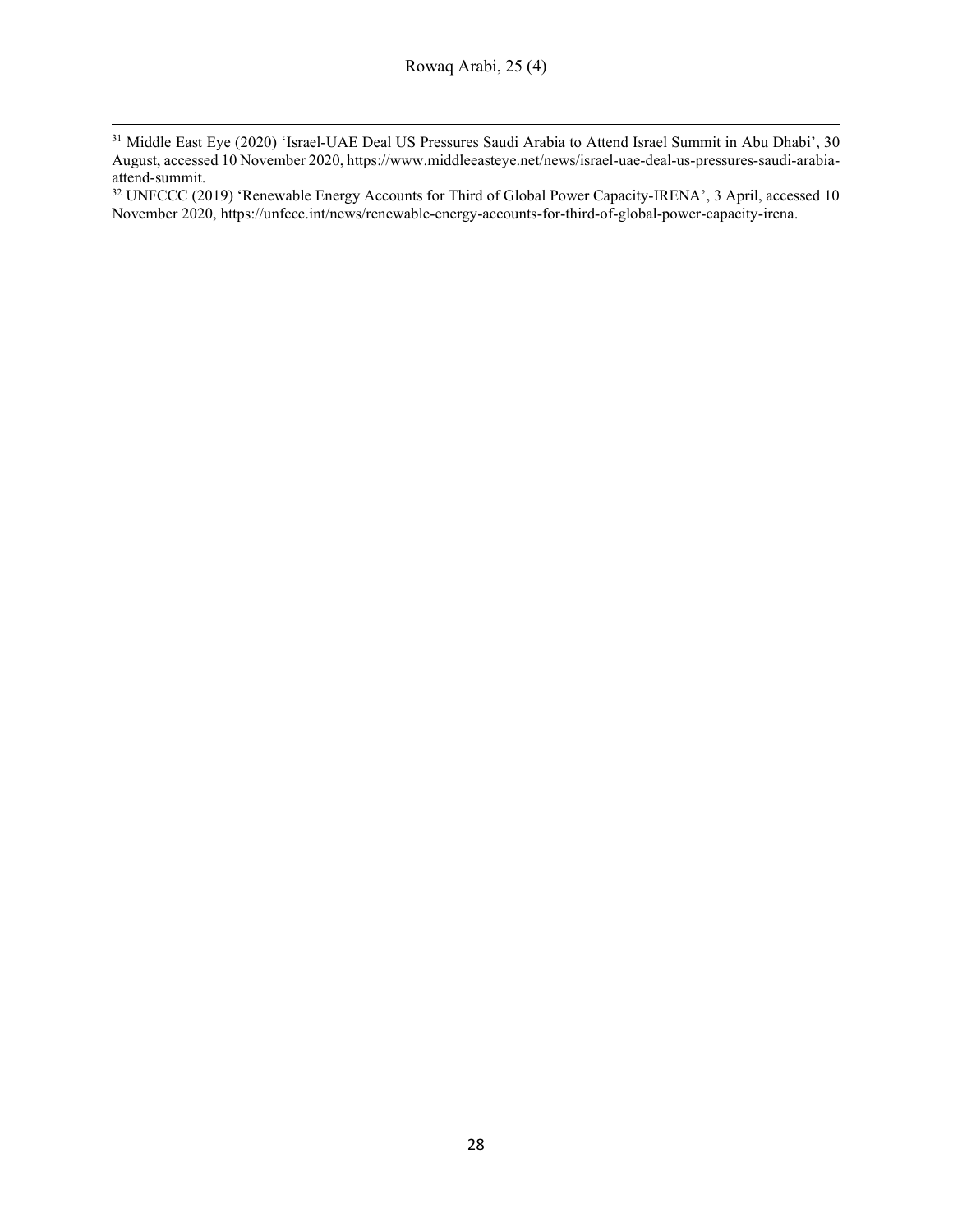[31] Middle East Eye (2020) 'Israel-UAE Deal US Pressures Saudi Arabia to Attend Israel Summit in Abu Dhabi', 30 August, accessed 10 November 2020, https://www.middleeasteye.net/news/israel-uae-deal-us-pressures-saudi-arabia-attend-summit.

[32] UNFCCC (2019) 'Renewable Energy Accounts for Third of Global Power Capacity-IRENA', 3 April, accessed 10 November 2020, https://unfccc.int/news/renewable-energy-accounts-for-third-of-global-power-capacity-irena.